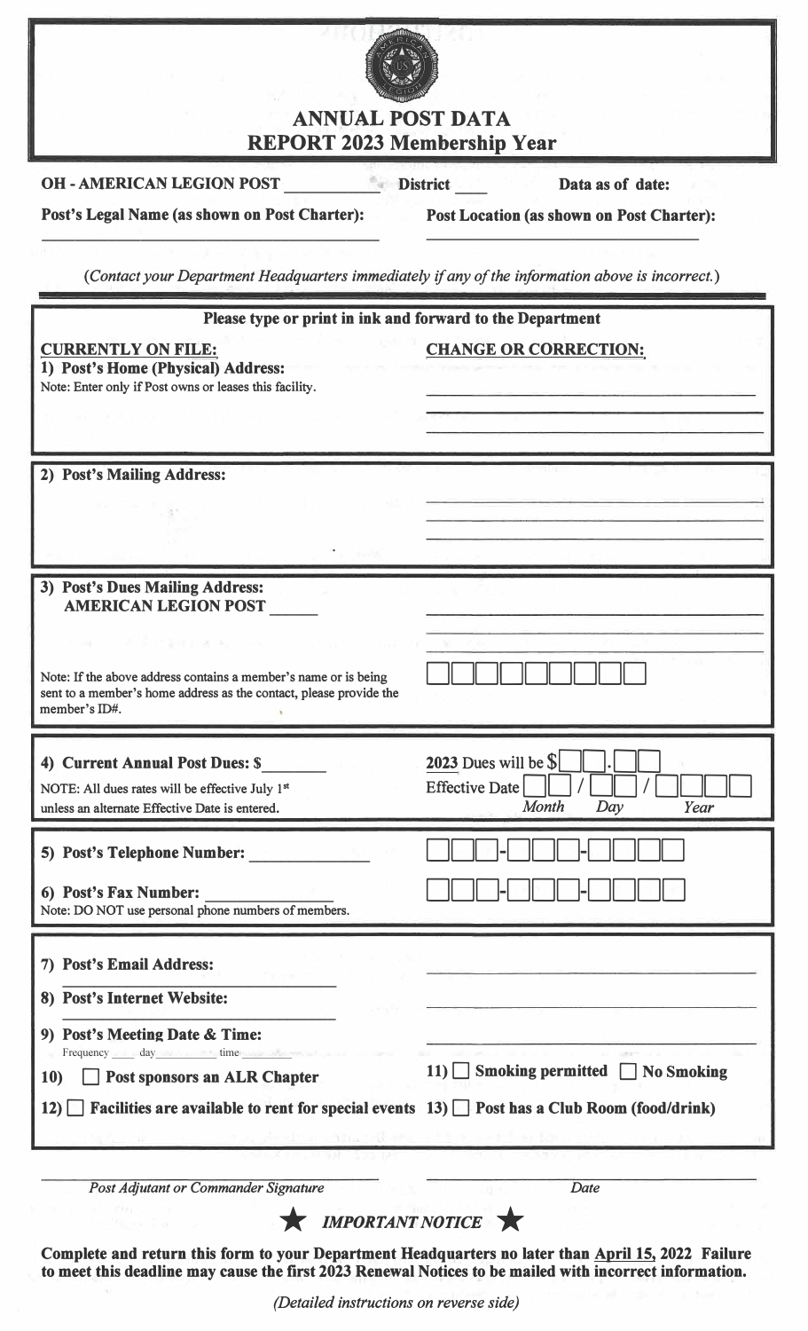# ANNUAL POST DATA REPORT 2023 Membership Year

**OH - AMERICAN LEGION POST** ___________ **District** ____ **Data as of date:**

**Post's Legal Name (as shown on Post Charter):** ______________________________

**Post Location (as shown on Post Charter):** ______________________________

*(Contact your Department Headquarters immediately if any of the information above is incorrect.)*

---

**Please type or print in ink and forward to the Department**

| **CURRENTLY ON FILE:** | **CHANGE OR CORRECTION:** |
|---|---|
| **1) Post's Home (Physical) Address:**<br>Note: Enter only if Post owns or leases this facility. | ______________________________<br>______________________________<br>______________________________ |
| **2) Post's Mailing Address:** | ______________________________<br>______________________________<br>______________________________ |
| **3) Post's Dues Mailing Address:**<br>**AMERICAN LEGION POST** _____<br><br>Note: If the above address contains a member's name or is being sent to a member's home address as the contact, please provide the member's ID#. | ______________________________<br>______________________________<br>______________________________<br>☐☐☐☐☐☐☐☐☐☐ |
| **4) Current Annual Post Dues: $**_______<br>NOTE: All dues rates will be effective July 1st unless an alternate Effective Date is entered. | 2023 Dues will be $☐☐.☐☐<br>Effective Date ☐☐ / ☐☐ / ☐☐☐☐<br>*Month Day Year* |
| **5) Post's Telephone Number:** _____________ | ☐☐☐-☐☐☐-☐☐☐☐ |
| **6) Post's Fax Number:** _____________<br>Note: DO NOT use personal phone numbers of members. | ☐☐☐-☐☐☐-☐☐☐☐ |
| **7) Post's Email Address:** | ______________________________ |
| **8) Post's Internet Website:** | ______________________________ |
| **9) Post's Meeting Date & Time:**<br>Frequency ____ day ________ time ________ | ______________________________ |
| **10)** ☐ **Post sponsors an ALR Chapter** | **11)** ☐ **Smoking permitted** ☐ **No Smoking** |
| **12)** ☐ **Facilities are available to rent for special events** | **13)** ☐ **Post has a Club Room (food/drink)** |

______________________________ ______________________________

*Post Adjutant or Commander Signature* *Date*

★ ***IMPORTANT NOTICE*** ★

**Complete and return this form to your Department Headquarters no later than <u>April 15, 2022</u> Failure to meet this deadline may cause the first 2023 Renewal Notices to be mailed with incorrect information.**

*(Detailed instructions on reverse side)*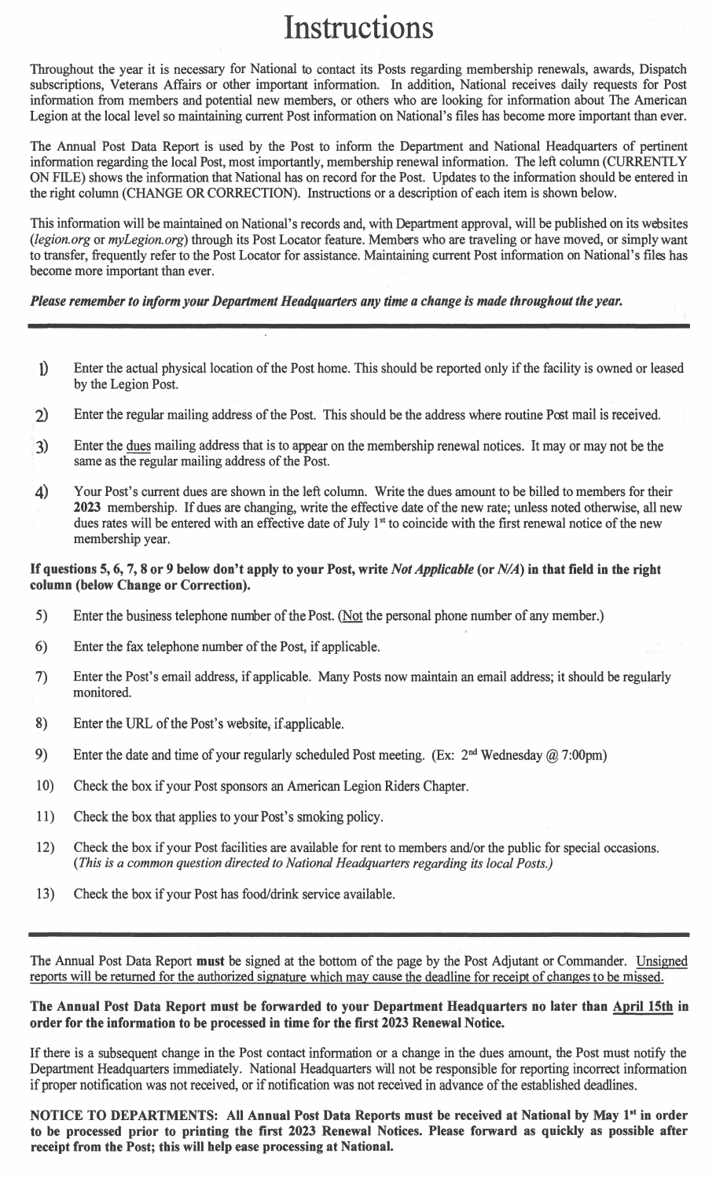# Instructions

Throughout the year it is necessary for National to contact its Posts regarding membership renewals, awards, Dispatch subscriptions, Veterans Affairs or other important information. In addition, National receives daily requests for Post information from members and potential new members, or others who are looking for information about The American Legion at the local level so maintaining current Post information on National's files has become more important than ever.

The Annual Post Data Report is used by the Post to inform the Department and National Headquarters of pertinent information regarding the local Post, most importantly, membership renewal information. The left column (CURRENTLY ON FILE) shows the information that National has on record for the Post. Updates to the information should be entered in the right column (CHANGE OR CORRECTION). Instructions or a description of each item is shown below.

This information will be maintained on National's records and, with Department approval, will be published on its websites (*legion.org* or *myLegion.org*) through its Post Locator feature. Members who are traveling or have moved, or simply want to transfer, frequently refer to the Post Locator for assistance. Maintaining current Post information on National's files has become more important than ever.

***Please remember to inform your Department Headquarters any time a change is made throughout the year.***

---

1) Enter the actual physical location of the Post home. This should be reported only if the facility is owned or leased by the Legion Post.

2) Enter the regular mailing address of the Post. This should be the address where routine Post mail is received.

3) Enter the dues mailing address that is to appear on the membership renewal notices. It may or may not be the same as the regular mailing address of the Post.

4) Your Post's current dues are shown in the left column. Write the dues amount to be billed to members for their **2023** membership. If dues are changing, write the effective date of the new rate; unless noted otherwise, all new dues rates will be entered with an effective date of July 1st to coincide with the first renewal notice of the new membership year.

**If questions 5, 6, 7, 8 or 9 below don't apply to your Post, write *Not Applicable* (or *N/A*) in that field in the right column (below Change or Correction).**

5) Enter the business telephone number of the Post. (Not the personal phone number of any member.)

6) Enter the fax telephone number of the Post, if applicable.

7) Enter the Post's email address, if applicable. Many Posts now maintain an email address; it should be regularly monitored.

8) Enter the URL of the Post's website, if applicable.

9) Enter the date and time of your regularly scheduled Post meeting. (Ex: 2nd Wednesday @ 7:00pm)

10) Check the box if your Post sponsors an American Legion Riders Chapter.

11) Check the box that applies to your Post's smoking policy.

12) Check the box if your Post facilities are available for rent to members and/or the public for special occasions. (*This is a common question directed to National Headquarters regarding its local Posts.*)

13) Check the box if your Post has food/drink service available.

---

The Annual Post Data Report **must** be signed at the bottom of the page by the Post Adjutant or Commander. Unsigned reports will be returned for the authorized signature which may cause the deadline for receipt of changes to be missed.

**The Annual Post Data Report must be forwarded to your Department Headquarters no later than April 15th in order for the information to be processed in time for the first 2023 Renewal Notice.**

If there is a subsequent change in the Post contact information or a change in the dues amount, the Post must notify the Department Headquarters immediately. National Headquarters will not be responsible for reporting incorrect information if proper notification was not received, or if notification was not received in advance of the established deadlines.

**NOTICE TO DEPARTMENTS: All Annual Post Data Reports must be received at National by May 1st in order to be processed prior to printing the first 2023 Renewal Notices. Please forward as quickly as possible after receipt from the Post; this will help ease processing at National.**